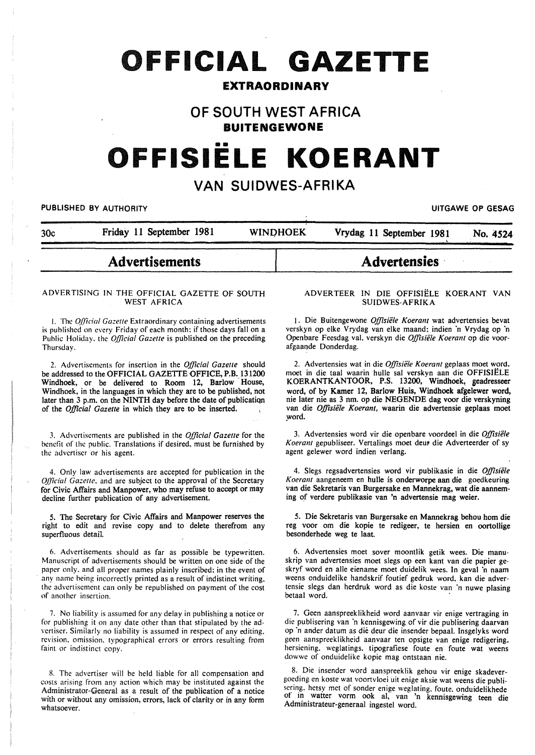# OFFICIAL GAZETTE

## EXTRAORDINARY

## OF SOUTH WEST AFRICA

## BUITENGEWONE

# OFFISIËLE KOERANT

## VAN SUIDWES-AFRIKA

PUBLISHED BY AUTHORITY — UITGAWE OP GESAG

30c — Friday 11 September 1981 — WINDHOEK — Vrydag 11 September 1981 — No. 4524

## Advertisements

### ADVERTISING IN THE OFFICIAL GAZETTE OF SOUTH WEST AFRICA

1. The *Official Gazette* Extraordinary containing advertisements is published on every Friday of each month; if those days fall on a Public Holiday, the *Official Gazette* is published on the preceding Thursday.

2. Advertisements for insertion in the *Official Gazette* should be addressed to the OFFICIAL GAZETTE OFFICE, P.B. 131200 Windhoek, or be delivered to Room 12, Barlow House, Windhoek, in the languages in which they are to be published, not later than 3 p.m. on the NINTH day before the date of publication of the *Official Gazette* in which they are to be inserted.

3. Advertisements are published in the *Official Gazette* for the benefit of the public. Translations if desired, must be furnished by the advertiser or his agent.

4. Only law advertisements are accepted for publication in the *Official Gazette*, and are subject to the approval of the Secretary for Civic Affairs and Manpower, who may refuse to accept or may decline further publication of any advertisement.

5. The Secretary for Civic Affairs and Manpower reserves the right to edit and revise copy and to delete therefrom any superfluous detail.

6. Advertisements should as far as possible be typewritten. Manuscript of advertisements should be written on one side of the paper only, and all proper names plainly inscribed; in the event of any name being incorrectly printed as a result of indistinct writing, the advertisement can only be republished on payment of the cost of another insertion.

7. No liability is assumed for any delay in publishing a notice or for publishing it on any date other than that stipulated by the advertiser. Similarly no liability is assumed in respect of any editing, revision, omission, typographical errors or errors resulting from faint or indistinct copy.

8. The advertiser will be held liable for all compensation and costs arising from any action which may be instituted against the Administrator-General as a result of the publication of a notice with or without any omission, errors, lack of clarity or in any form whatsoever.

## Advertensies

### ADVERTEER IN DIE OFFISIËLE KOERANT VAN SUIDWES-AFRIKA

1. Die Buitengewone *Offisiële Koerant* wat advertensies bevat verskyn op elke Vrydag van elke maand; indien 'n Vrydag op 'n Openbare Feesdag val, verskyn die *Offisiële Koerant* op die voorafgaande Donderdag.

2. Advertensies wat in die *Offisiële Koerant* geplaas moet word, moet in die taal waarin hulle sal verskyn aan die OFFISIËLE KOERANTKANTOOR, P.S. 13200, Windhoek, geadresseer word, of by Kamer 12, Barlow Huis, Windhoek afgelewer word, nie later nie as 3 nm. op die NEGENDE dag voor die verskyning van die *Offisiële Koerant*, waarin die advertensie geplaas moet word.

3. Advertensies word vir die openbare voordeel in die *Offisiële Koerant* gepubliseer. Vertalings moet deur die Adverteerder of sy agent gelewer word indien verlang.

4. Slegs regsadvertensies word vir publikasie in die *Offisiële Koerant* aangeneem en hulle is onderworpe aan die goedkeuring van die Sekretaris van Burgersake en Mannekrag, wat die aanneming of verdere publikasie van 'n advertensie mag weier.

5. Die Sekretaris van Burgersake en Mannekrag behou hom die reg voor om die kopie te redigeer, te hersien en oortollige besonderhede weg te laat.

6. Advertensies moet sover moontlik getik wees. Die manuskrip van advertensies moet slegs op een kant van die papier geskryf word en alle eiename moet duidelik wees. In geval 'n naam weens onduidelike handskrif foutief gedruk word, kan die advertensie slegs dan herdruk word as die koste van 'n nuwe plasing betaal word.

7. Geen aanspreeklikheid word aanvaar vir enige vertraging in die publisering van 'n kennisgewing of vir die publisering daarvan op 'n ander datum as dié deur die insender bepaal. Insgelyks word geen aanspreeklikheid aanvaar ten opsigte van enige redigering, hersiening, weglatings, tipografiese foute en foute wat weens dowwe of onduidelike kopie mag ontstaan nie.

8. Die insender word aanspreeklik gehou vir enige skadevergoeding en koste wat voortvloei uit enige aksie wat weens die publisering, hetsy met of sonder enige weglating, foute, onduidelikhede of in watter vorm ook al, van 'n kennisgewing teen die Administrateur-generaal ingestel word.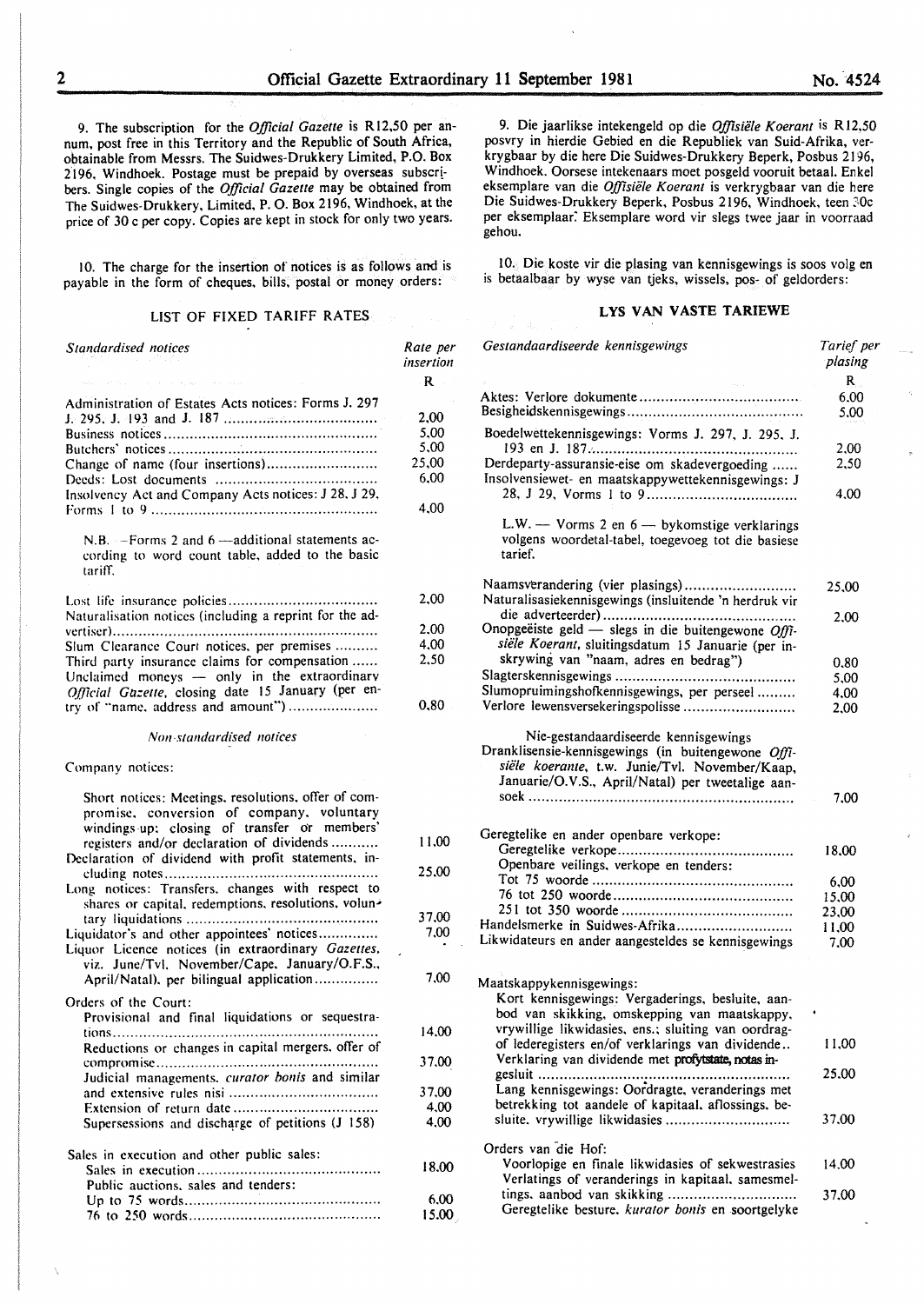9. The subscription for the *Official Gazette* is R12,50 per annum, post free in this Territory and the Republic of South Africa, obtainable from Messrs. The Suidwes-Drukkery Limited, P.O. Box 2196, Windhoek. Postage must be prepaid by overseas subscribers. Single copies of the *Official Gazette* may be obtained from The Suidwes-Drukkery, Limited, P. O. Box 2196, Windhoek, at the price of 30 c per copy. Copies are kept in stock for only two years.

10. The charge for the insertion of notices is as follows and is payable in the form of cheques, bills, postal or money orders:

## LIST OF FIXED TARIFF RATES

| *Standardised notices* | Rate per insertion |
|---|---|
| | R |
| Administration of Estates Acts notices: Forms J. 297 J. 295, J. 193 and J. 187 | 2,00 |
| Business notices | 5,00 |
| Butchers' notices | 5,00 |
| Change of name (four insertions) | 25,00 |
| Deeds: Lost documents | 6,00 |
| Insolvency Act and Company Acts notices: J 28, J 29, Forms 1 to 9 | 4,00 |
| N.B. —Forms 2 and 6 —additional statements according to word count table, added to the basic tariff. | |
| Lost life insurance policies | 2,00 |
| Naturalisation notices (including a reprint for the advertiser) | 2,00 |
| Slum Clearance Court notices, per premises | 4,00 |
| Third party insurance claims for compensation | 2,50 |
| Unclaimed moneys — only in the extraordinary *Official Gazette*, closing date 15 January (per entry of "name, address and amount") | 0,80 |

*Non-standardised notices*

| Company notices: | |
|---|---|
| Short notices: Meetings, resolutions, offer of compromise, conversion of company, voluntary windings-up; closing of transfer or members' registers and/or declaration of dividends | 11,00 |
| Declaration of dividend with profit statements, including notes | 25,00 |
| Long notices: Transfers, changes with respect to shares or capital, redemptions, resolutions, voluntary liquidations | 37,00 |
| Liquidator's and other appointees' notices | 7,00 |
| Liquor Licence notices (in extraordinary *Gazettes*, viz. June/Tvl. November/Cape, January/O.F.S., April/Natal), per bilingual application | 7,00 |
| Orders of the Court: | |
| Provisional and final liquidations or sequestrations | 14,00 |
| Reductions or changes in capital mergers, offer of compromise | 37,00 |
| Judicial managements, *curator bonis* and similar and extensive rules nisi | 37,00 |
| Extension of return date | 4,00 |
| Supersessions and discharge of petitions (J 158) | 4,00 |
| Sales in execution and other public sales: | |
| Sales in execution | 18,00 |
| Public auctions, sales and tenders: | |
| Up to 75 words | 6,00 |
| 76 to 250 words | 15,00 |

9. Die jaarlikse intekengeld op die *Offisiële Koerant* is R12,50 posvry in hierdie Gebied en die Republiek van Suid-Afrika, verkrygbaar by die here Die Suidwes-Drukkery Beperk, Posbus 2196, Windhoek. Oorsese intekenaars moet posgeld vooruit betaal. Enkel eksemplare van die *Offisiële Koerant* is verkrygbaar van die here Die Suidwes-Drukkery Beperk, Posbus 2196, Windhoek, teen 30c per eksemplaar. Eksemplare word vir slegs twee jaar in voorraad gehou.

10. Die koste vir die plasing van kennisgewings is soos volg en is betaalbaar by wyse van tjeks, wissels, pos- of geldorders:

## LYS VAN VASTE TARIEWE

| *Gestandaardiseerde kennisgewings* | Tarief per plasing |
|---|---|
| | R |
| Aktes: Verlore dokumente | 6,00 |
| Besigheidskennisgewings | 5,00 |
| Boedelwettekennisgewings: Vorms J. 297, J. 295, J. 193 en J. 187 | 2,00 |
| Derdeparty-assuransie-eise om skadevergoeding | 2,50 |
| Insolvensiewet- en maatskappywettekennisgewings: J 28, J 29, Vorms 1 to 9 | 4,00 |
| L.W. — Vorms 2 en 6 — bykomstige verklarings volgens woordetal-tabel, toegevoeg tot die basiese tarief. | |
| Naamsverandering (vier plasings) | 25,00 |
| Naturalisasiekennisgewings (insluitende 'n herdruk vir die adverteerder) | 2,00 |
| Onopgeëiste geld — slegs in die buitengewone *Offisiële Koerant*, sluitingsdatum 15 Januarie (per inskrywing van "naam, adres en bedrag") | 0,80 |
| Slagterskennisgewings | 5,00 |
| Slumopruimingshofkennisgewings, per perseel | 4,00 |
| Verlore lewensversekeringspolisse | 2,00 |

| Nie-gestandaardiseerde kennisgewings | |
|---|---|
| Dranklisensie-kennisgewings (in buitengewone *Offisiële koerante*, t.w. Junie/Tvl. November/Kaap, Januarie/O.V.S., April/Natal) per tweetalige aansoek | 7,00 |
| Geregtelike en ander openbare verkope: | |
| Geregtelike verkope | 18,00 |
| Openbare veilings, verkope en tenders: | |
| Tot 75 woorde | 6,00 |
| 76 tot 250 woorde | 15,00 |
| 251 tot 350 woorde | 23,00 |
| Handelsmerke in Suidwes-Afrika | 11,00 |
| Likwidateurs en ander aangesteldes se kennisgewings | 7,00 |
| Maatskappykennisgewings: | |
| Kort kennisgewings: Vergaderings, besluite, aanbod van skikking, omskepping van maatskappy, vrywillige likwidasies, ens.; sluiting van oordragof lederegisters en/of verklarings van dividende | 11,00 |
| Verklaring van dividende met profytstate, notas ingesluit | 25,00 |
| Lang kennisgewings: Oordragte, veranderings met betrekking tot aandele of kapitaal, aflossings, besluite, vrywillige likwidasies | 37,00 |
| Orders van die Hof: | |
| Voorlopige en finale likwidasies of sekwestrasies | 14,00 |
| Verlatings of veranderings in kapitaal, samesmeltings, aanbod van skikking | 37,00 |
| Geregtelike besture, *kurator bonis* en soortgelyke | |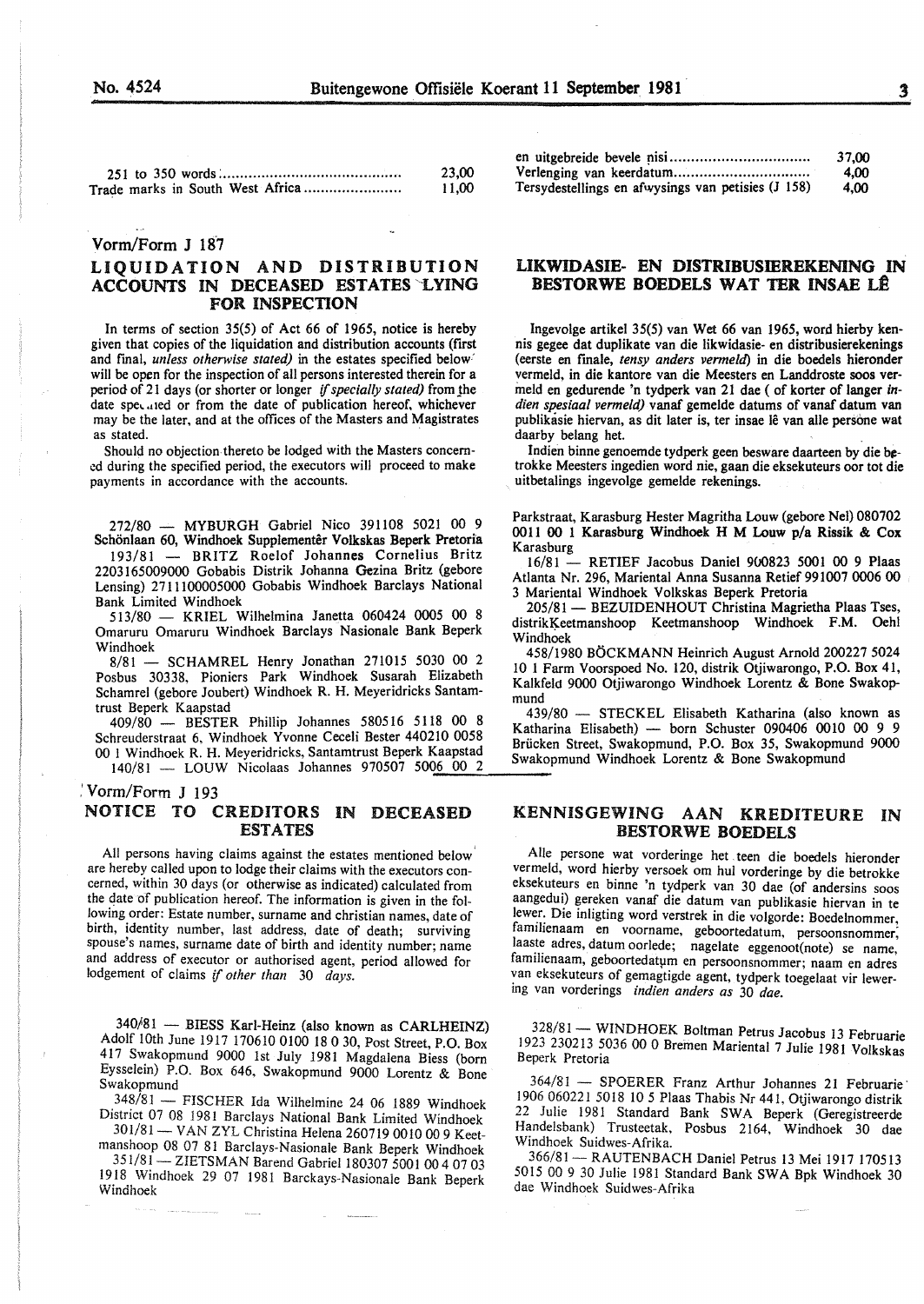| | |
|---|---|
| 251 to 350 words | 23,00 |
| Trade marks in South West Africa | 11,00 |

| | |
|---|---|
| en uitgebreide bevele nisi | 37,00 |
| Verlenging van keerdatum | 4,00 |
| Tersydestellings en afwysings van petisies (J 158) | 4,00 |

Vorm/Form J 187

## LIQUIDATION AND DISTRIBUTION ACCOUNTS IN DECEASED ESTATES LYING FOR INSPECTION

In terms of section 35(5) of Act 66 of 1965, notice is hereby given that copies of the liquidation and distribution accounts (first and final, *unless otherwise stated)* in the estates specified below will be open for the inspection of all persons interested therein for a period of 21 days (or shorter or longer *if specially stated)* from the date specified or from the date of publication hereof, whichever may be the later, and at the offices of the Masters and Magistrates as stated.

Should no objection thereto be lodged with the Masters concerned during the specified period, the executors will proceed to make payments in accordance with the accounts.

272/80 — MYBURGH Gabriel Nico 391108 5021 00 9 Schönlaan 60, Windhoek Supplementêr Volkskas Beperk Pretoria

193/81 — BRITZ Roelof Johannes Cornelius Britz 2203165009000 Gobabis Distrik Johanna Gezina Britz (gebore Lensing) 2711100005000 Gobabis Windhoek Barclays National Bank Limited Windhoek

513/80 — KRIEL Wilhelmina Janetta 060424 0005 00 8 Omaruru Omaruru Windhoek Barclays Nasionale Bank Beperk Windhoek

8/81 — SCHAMREL Henry Jonathan 271015 5030 00 2 Posbus 30338, Pioniers Park Windhoek Susarah Elizabeth Schamrel (gebore Joubert) Windhoek R. H. Meyeridricks Santamtrust Beperk Kaapstad

409/80 — BESTER Phillip Johannes 580516 5118 00 8 Schreuderstraat 6, Windhoek Yvonne Ceceli Bester 440210 0058 00 1 Windhoek R. H. Meyeridricks, Santamtrust Beperk Kaapstad

140/81 — LOUW Nicolaas Johannes 970507 5006 00 2 Parkstraat, Karasburg Hester Magritha Louw (gebore Nel) 080702 0011 00 1 Karasburg Windhoek H M Louw p/a Rissik & Cox Karasburg

16/81 — RETIEF Jacobus Daniel 900823 5001 00 9 Plaas Atlanta Nr. 296, Mariental Anna Susanna Retief 991007 0006 00 3 Mariental Windhoek Volkskas Beperk Pretoria

205/81 — BEZUIDENHOUT Christina Magrietha Plaas Tses, distrik Keetmanshoop Keetmanshoop Windhoek F.M. Oehl Windhoek

458/1980 BÖCKMANN Heinrich August Arnold 200227 5024 10 1 Farm Voorspoed No. 120, distrik Otjiwarongo, P.O. Box 41, Kalkfeld 9000 Otjiwarongo Windhoek Lorentz & Bone Swakopmund

439/80 — STECKEL Elisabeth Katharina (also known as Katharina Elisabeth) — born Schuster 090406 0010 00 9 9 Brücken Street, Swakopmund, P.O. Box 35, Swakopmund 9000 Swakopmund Windhoek Lorentz & Bone Swakopmund

## LIKWIDASIE- EN DISTRIBUSIEREKENING IN BESTORWE BOEDELS WAT TER INSAE LÊ

Ingevolge artikel 35(5) van Wet 66 van 1965, word hierby kennis gegee dat duplikate van die likwidasie- en distribusierekenings (eerste en finale, *tensy anders vermeld)* in die boedels hieronder vermeld, in die kantore van die Meesters en Landdroste soos vermeld en gedurende 'n tydperk van 21 dae (of korter of langer *indien spesiaal vermeld)* vanaf gemelde datums of vanaf datum van publikasie hiervan, as dit later is, ter insae lê van alle persone wat daarby belang het.

Indien binne genoemde tydperk geen besware daarteen by die betrokke Meesters ingedien word nie, gaan die eksekuteurs oor tot die uitbetalings ingevolge gemelde rekenings.

Vorm/Form J 193

## NOTICE TO CREDITORS IN DECEASED ESTATES

All persons having claims against the estates mentioned below are hereby called upon to lodge their claims with the executors concerned, within 30 days (or otherwise as indicated) calculated from the date of publication hereof. The information is given in the following order: Estate number, surname and christian names, date of birth, identity number, last address, date of death; surviving spouse's names, surname date of birth and identity number; name and address of executor or authorised agent, period allowed for lodgement of claims *if other than 30 days.*

340/81 — BIESS Karl-Heinz (also known as CARLHEINZ) Adolf 10th June 1917 170610 0100 18 0 30, Post Street, P.O. Box 417 Swakopmund 9000 1st July 1981 Magdalena Biess (born Eysselein) P.O. Box 646, Swakopmund 9000 Lorentz & Bone Swakopmund

348/81 — FISCHER Ida Wilhelmine 24 06 1889 Windhoek District 07 08 1981 Barclays National Bank Limited Windhoek

301/81 — VAN ZYL Christina Helena 260719 0010 00 9 Keetmanshoop 08 07 81 Barclays-Nasionale Bank Beperk Windhoek

351/81 — ZIETSMAN Barend Gabriel 180307 5001 00 4 07 03 1918 Windhoek 29 07 1981 Barckays-Nasionale Bank Beperk Windhoek

## KENNISGEWING AAN KREDITEURE IN BESTORWE BOEDELS

Alle persone wat vorderinge het teen die boedels hieronder vermeld, word hierby versoek om hul vorderinge by die betrokke eksekuteurs en binne 'n tydperk van 30 dae (of andersins soos aangedui) gereken vanaf die datum van publikasie hiervan in te lewer. Die inligting word verstrek in die volgorde: Boedelnommer, familienaam en voorname, geboortedatum, persoonsnommer, laaste adres, datum oorlede; nagelate eggenoot(note) se name, familienaam, geboortedatum en persoonsnommer; naam en adres van eksekuteurs of gemagtigde agent, tydperk toegelaat vir lewering van vorderings *indien anders as 30 dae.*

328/81 — WINDHOEK Boltman Petrus Jacobus 13 Februarie 1923 230213 5036 00 0 Bremen Mariental 7 Julie 1981 Volkskas Beperk Pretoria

364/81 — SPOERER Franz Arthur Johannes 21 Februarie 1906 060221 5018 10 5 Plaas Thabis Nr 441, Otjiwarongo distrik 22 Julie 1981 Standard Bank SWA Beperk (Geregistreerde Handelsbank) Trusteetak, Posbus 2164, Windhoek 30 dae Windhoek Suidwes-Afrika.

366/81 — RAUTENBACH Daniel Petrus 13 Mei 1917 170513 5015 00 9 30 Julie 1981 Standard Bank SWA Bpk Windhoek 30 dae Windhoek Suidwes-Afrika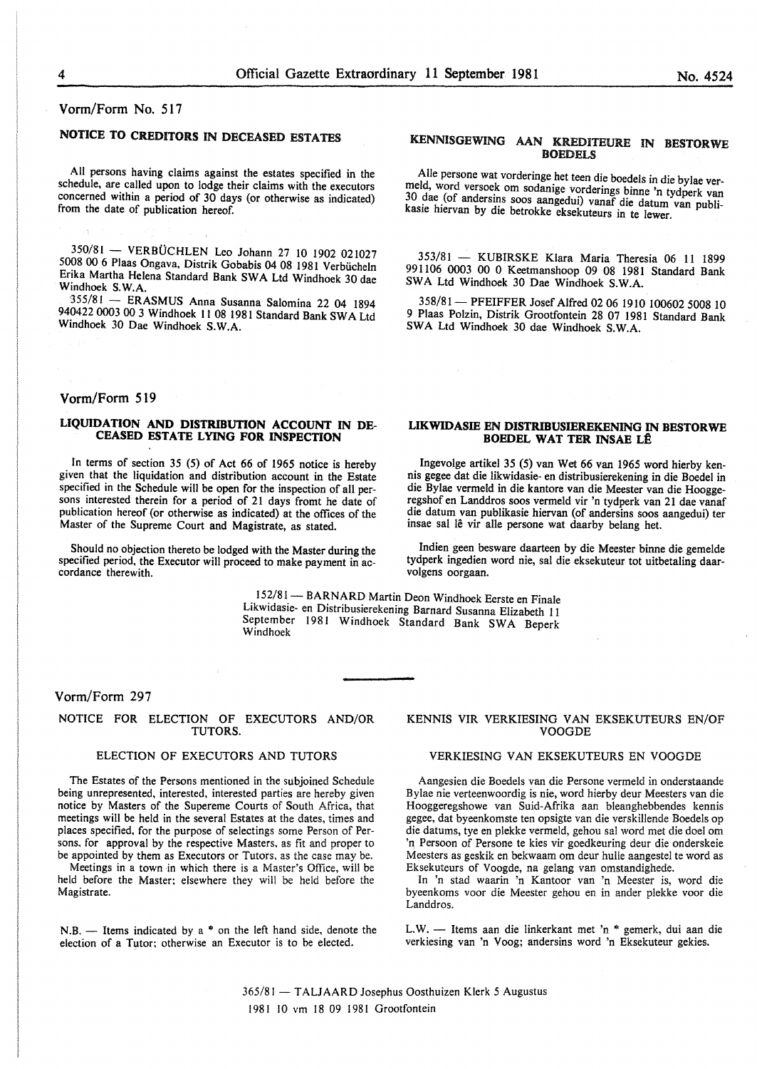Vorm/Form No. 517

## NOTICE TO CREDITORS IN DECEASED ESTATES

All persons having claims against the estates specified in the schedule, are called upon to lodge their claims with the executors concerned within a period of 30 days (or otherwise as indicated) from the date of publication hereof.

350/81 — VERBÜCHLEN Leo Johann 27 10 1902 021027 5008 00 6 Plaas Ongava, Distrik Gobabis 04 08 1981 Verbücheln Erika Martha Helena Standard Bank SWA Ltd Windhoek 30 dae Windhoek S.W.A.

355/81 — ERASMUS Anna Susanna Salomina 22 04 1894 940422 0003 00 3 Windhoek 11 08 1981 Standard Bank SWA Ltd Windhoek 30 Dae Windhoek S.W.A.

## KENNISGEWING AAN KREDITEURE IN BESTORWE BOEDELS

Alle persone wat vorderinge het teen die boedels in die bylae vermeld, word versoek om sodanige vorderings binne 'n tydperk van 30 dae (of andersins soos aangedui) vanaf die datum van publikasie hiervan by die betrokke eksekuteurs in te lewer.

353/81 — KUBIRSKE Klara Maria Theresia 06 11 1899 991106 0003 00 0 Keetmanshoop 09 08 1981 Standard Bank SWA Ltd Windhoek 30 Dae Windhoek S.W.A.

358/81 — PFEIFFER Josef Alfred 02 06 1910 100602 5008 10 9 Plaas Polzin, Distrik Grootfontein 28 07 1981 Standard Bank SWA Ltd Windhoek 30 dae Windhoek S.W.A.

Vorm/Form 519

## LIQUIDATION AND DISTRIBUTION ACCOUNT IN DECEASED ESTATE LYING FOR INSPECTION

In terms of section 35 (5) of Act 66 of 1965 notice is hereby given that the liquidation and distribution account in the Estate specified in the Schedule will be open for the inspection of all persons interested therein for a period of 21 days fromt he date of publication hereof (or otherwise as indicated) at the offices of the Master of the Supreme Court and Magistrate, as stated.

Should no objection thereto be lodged with the Master during the specified period, the Executor will proceed to make payment in accordance therewith.

## LIKWIDASIE EN DISTRIBUSIEREKENING IN BESTORWE BOEDEL WAT TER INSAE LÊ

Ingevolge artikel 35 (5) van Wet 66 van 1965 word hierby kennis gegee dat die likwidasie- en distribusierekening in die Boedel in die Bylae vermeld in die kantore van die Meester van die Hooggeregshof en Landdros soos vermeld vir 'n tydperk van 21 dae vanaf die datum van publikasie hiervan (of andersins soos aangedui) ter insae sal lê vir alle persone wat daarby belang het.

Indien geen besware daarteen by die Meester binne die gemelde tydperk ingedien word nie, sal die eksekuteur tot uitbetaling daarvolgens oorgaan.

152/81 — BARNARD Martin Deon Windhoek Eerste en Finale Likwidasie- en Distribusierekening Barnard Susanna Elizabeth 11 September 1981 Windhoek Standard Bank SWA Beperk Windhoek

Vorm/Form 297

## NOTICE FOR ELECTION OF EXECUTORS AND/OR TUTORS.

### ELECTION OF EXECUTORS AND TUTORS

The Estates of the Persons mentioned in the subjoined Schedule being unrepresented, interested, interested parties are hereby given notice by Masters of the Supereme Courts of South Africa, that meetings will be held in the several Estates at the dates, times and places specified, for the purpose of selectings some Person of Persons, for approval by the respective Masters, as fit and proper to be appointed by them as Executors or Tutors, as the case may be.

Meetings in a town in which there is a Master's Office, will be held before the Master; elsewhere they will be held before the Magistrate.

N.B. — Items indicated by a * on the left hand side, denote the election of a Tutor; otherwise an Executor is to be elected.

## KENNIS VIR VERKIESING VAN EKSEKUTEURS EN/OF VOOGDE

### VERKIESING VAN EKSEKUTEURS EN VOOGDE

Aangesien die Boedels van die Persone vermeld in onderstaande Bylae nie verteenwoordig is nie, word hierby deur Meesters van die Hooggeregshowe van Suid-Afrika aan bleanghebbendes kennis gegee, dat byeenkomste ten opsigte van die verskillende Boedels op die datums, tye en plekke vermeld, gehou sal word met die doel om 'n Persoon of Persone te kies vir goedkeuring deur die onderskeie Meesters as geskik en bekwaam om deur hulle aangestel te word as Eksekuteurs of Voogde, na gelang van omstandighede.

In 'n stad waarin 'n Kantoor van 'n Meester is, word die byeenkoms voor die Meester gehou en in ander plekke voor die Landdros.

L.W. — Items aan die linkerkant met 'n * gemerk, dui aan die verkiesing van 'n Voog; andersins word 'n Eksekuteur gekies.

365/81 — TALJAARD Josephus Oosthuizen Klerk 5 Augustus 1981 10 vm 18 09 1981 Grootfontein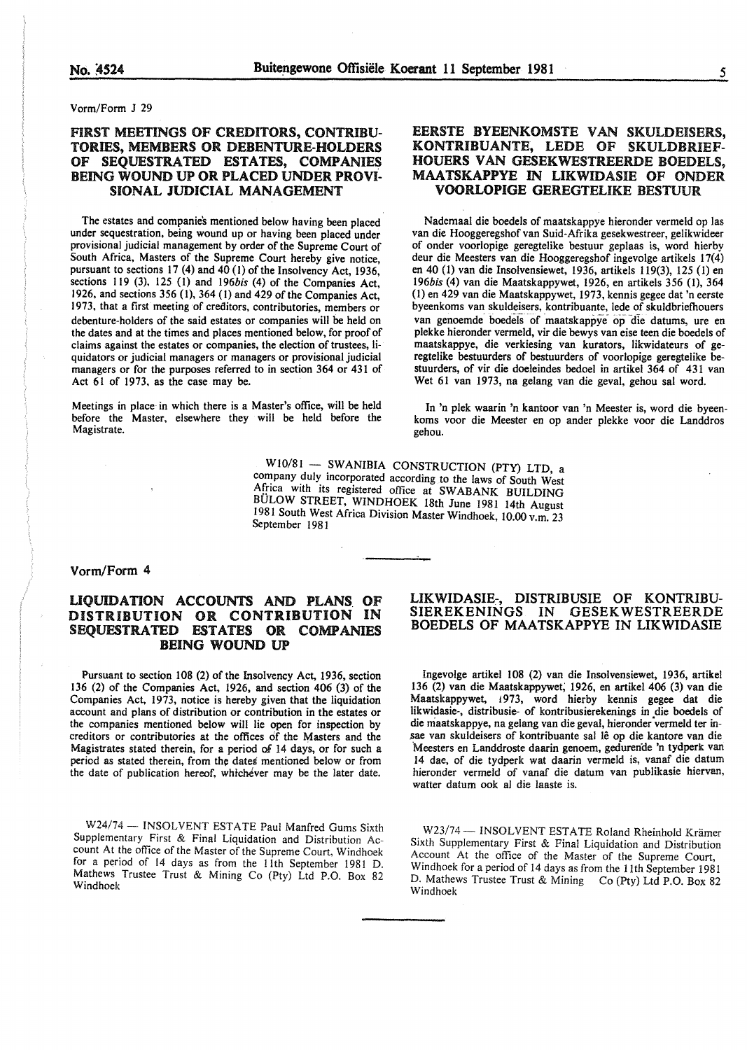Vorm/Form J 29

## FIRST MEETINGS OF CREDITORS, CONTRIBUTORIES, MEMBERS OR DEBENTURE-HOLDERS OF SEQUESTRATED ESTATES, COMPANIES BEING WOUND UP OR PLACED UNDER PROVISIONAL JUDICIAL MANAGEMENT

The estates and companies mentioned below having been placed under sequestration, being wound up or having been placed under provisional judicial management by order of the Supreme Court of South Africa, Masters of the Supreme Court hereby give notice, pursuant to sections 17 (4) and 40 (1) of the Insolvency Act, 1936, sections 119 (3), 125 (1) and 196*bis* (4) of the Companies Act, 1926, and sections 356 (1), 364 (1) and 429 of the Companies Act, 1973, that a first meeting of creditors, contributories, members or debenture-holders of the said estates or companies will be held on the dates and at the times and places mentioned below, for proof of claims against the estates or companies, the election of trustees, liquidators or judicial managers or managers or provisional judicial managers or for the purposes referred to in section 364 or 431 of Act 61 of 1973, as the case may be.

Meetings in place in which there is a Master's office, will be held before the Master, elsewhere they will be held before the Magistrate.

## EERSTE BYEENKOMSTE VAN SKULDEISERS, KONTRIBUANTE, LEDE OF SKULDBRIEFHOUERS VAN GESEKWESTREERDE BOEDELS, MAATSKAPPYE IN LIKWIDASIE OF ONDER VOORLOPIGE GEREGTELIKE BESTUUR

Nademaal die boedels of maatskappye hieronder vermeld op las van die Hooggeregshof van Suid-Afrika gesekwestreer, gelikwideer of onder voorlopige geregtelike bestuur geplaas is, word hierby deur die Meesters van die Hooggeregshof ingevolge artikels 17(4) en 40 (1) van die Insolvensiewet, 1936, artikels 119(3), 125 (1) en 196*bis* (4) van die Maatskappywet, 1926, en artikels 356 (1), 364 (1) en 429 van die Maatskappywet, 1973, kennis gegee dat 'n eerste byeenkoms van skuldeisers, kontribuante, lede of skuldbriefhouers van genoemde boedels of maatskappye op die datums, ure en plekke hieronder vermeld, vir die bewys van eise teen die boedels of maatskappye, die verkiesing van kurators, likwidateurs of geregtelike bestuurders of bestuurders of voorlopige geregtelike bestuurders, of vir die doeleindes bedoel in artikel 364 of 431 van Wet 61 van 1973, na gelang van die geval, gehou sal word.

In 'n plek waarin 'n kantoor van 'n Meester is, word die byeenkoms voor die Meester en op ander plekke voor die Landdros gehou.

W10/81 — SWANIBIA CONSTRUCTION (PTY) LTD, a company duly incorporated according to the laws of South West Africa with its registered office at SWABANK BUILDING BÜLOW STREET, WINDHOEK 18th June 1981 14th August 1981 South West Africa Division Master Windhoek, 10.00 v.m. 23 September 1981

---

Vorm/Form 4

## LIQUIDATION ACCOUNTS AND PLANS OF DISTRIBUTION OR CONTRIBUTION IN SEQUESTRATED ESTATES OR COMPANIES BEING WOUND UP

Pursuant to section 108 (2) of the Insolvency Act, 1936, section 136 (2) of the Companies Act, 1926, and section 406 (3) of the Companies Act, 1973, notice is hereby given that the liquidation account and plans of distribution or contribution in the estates or the companies mentioned below will lie open for inspection by creditors or contributories at the offices of the Masters and the Magistrates stated therein, for a period of 14 days, or for such a period as stated therein, from the dates mentioned below or from the date of publication hereof, whichever may be the later date.

## LIKWIDASIE-, DISTRIBUSIE OF KONTRIBUSIEREKENINGS IN GESEKWESTREERDE BOEDELS OF MAATSKAPPYE IN LIKWIDASIE

Ingevolge artikel 108 (2) van die Insolvensiewet, 1936, artikel 136 (2) van die Maatskappywet, 1926, en artikel 406 (3) van die Maatskappywet, 1973, word hierby kennis gegee dat die likwidasie-, distribusie- of kontribusierekenings in die boedels of die maatskappye, na gelang van die geval, hieronder vermeld ter insae van skuldeisers of kontribuante sal lê op die kantore van die Meesters en Landdroste daarin genoem, gedurende 'n tydperk van 14 dae, of die tydperk wat daarin vermeld is, vanaf die datum hieronder vermeld of vanaf die datum van publikasie hiervan, watter datum ook al die laaste is.

W24/74 — INSOLVENT ESTATE Paul Manfred Gums Sixth Supplementary First & Final Liquidation and Distribution Account At the office of the Master of the Supreme Court, Windhoek for a period of 14 days as from the 11th September 1981 D. Mathews Trustee Trust & Mining Co (Pty) Ltd P.O. Box 82 Windhoek

W23/74 — INSOLVENT ESTATE Roland Rheinhold Krämer Sixth Supplementary First & Final Liquidation and Distribution Account At the office of the Master of the Supreme Court, Windhoek for a period of 14 days as from the 11th September 1981 D. Mathews Trustee Trust & Mining Co (Pty) Ltd P.O. Box 82 Windhoek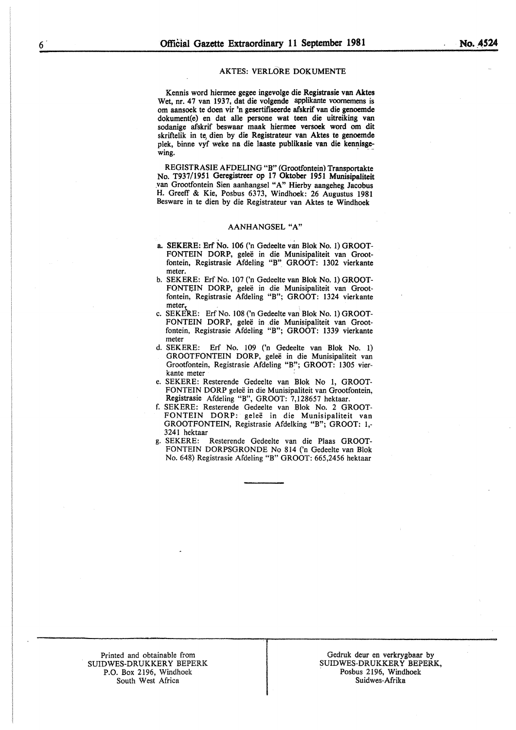## AKTES: VERLORE DOKUMENTE

Kennis word hiermee gegee ingevolge die Registrasie van Aktes Wet, nr. 47 van 1937, dat die volgende applikante voornemens is om aansoek te doen vir 'n gesertifiseerde afskrif van die genoemde dokument(e) en dat alle persone wat teen die uitreiking van sodanige afskrif beswaar maak hiermee versoek word om dit skriftelik in te dien by die Registrateur van Aktes te genoemde plek, binne vyf weke na die laaste publikasie van die kennisgewing.

REGISTRASIE AFDELING "B" (Grootfontein) Transportakte No. T937/1951 Geregistreer op 17 Oktober 1951 Munisipaliteit van Grootfontein Sien aanhangsel "A" Hierby aangeheg Jacobus H. Greeff & Kie, Posbus 6373, Windhoek: 26 Augustus 1981 Besware in te dien by die Registrateur van Aktes te Windhoek

### AANHANGSEL "A"

a. SEKERE: Erf No. 106 ('n Gedeelte van Blok No. 1) GROOTFONTEIN DORP, geleë in die Munisipaliteit van Grootfontein, Registrasie Afdeling "B" GROOT: 1302 vierkante meter.

b. SEKERE: Erf No. 107 ('n Gedeelte van Blok No. 1) GROOTFONTEIN DORP, geleë in die Munisipaliteit van Grootfontein, Registrasie Afdeling "B"; GROOT: 1324 vierkante meter.

c. SEKERE: Erf No. 108 ('n Gedeelte van Blok No. 1) GROOTFONTEIN DORP, geleë in die Munisipaliteit van Grootfontein, Registrasie Afdeling "B"; GROOT: 1339 vierkante meter

d. SEKERE: Erf No. 109 ('n Gedeelte van Blok No. 1) GROOTFONTEIN DORP, geleë in die Munisipaliteit van Grootfontein, Registrasie Afdeling "B"; GROOT: 1305 vierkante meter

e. SEKERE: Resterende Gedeelte van Blok No 1, GROOTFONTEIN DORP geleë in die Munisipaliteit van Grootfontein, Registrasie Afdeling "B", GROOT: 7,128657 hektaar.

f. SEKERE: Resterende Gedeelte van Blok No. 2 GROOTFONTEIN DORP: geleë in die Munisipaliteit van GROOTFONTEIN, Registrasie Afdelking "B"; GROOT: 1,3241 hektaar

g. SEKERE: Resterende Gedeelte van die Plaas GROOTFONTEIN DORPSGRONDE No 814 ('n Gedeelte van Blok No. 648) Registrasie Afdeling "B" GROOT: 665,2456 hektaar

---

Printed and obtainable from
SUIDWES-DRUKKERY BEPERK
P.O. Box 2196, Windhoek
South West Africa

Gedruk deur en verkrygbaar by
SUIDWES-DRUKKERY BEPERK,
Posbus 2196, Windhoek
Suidwes-Afrika